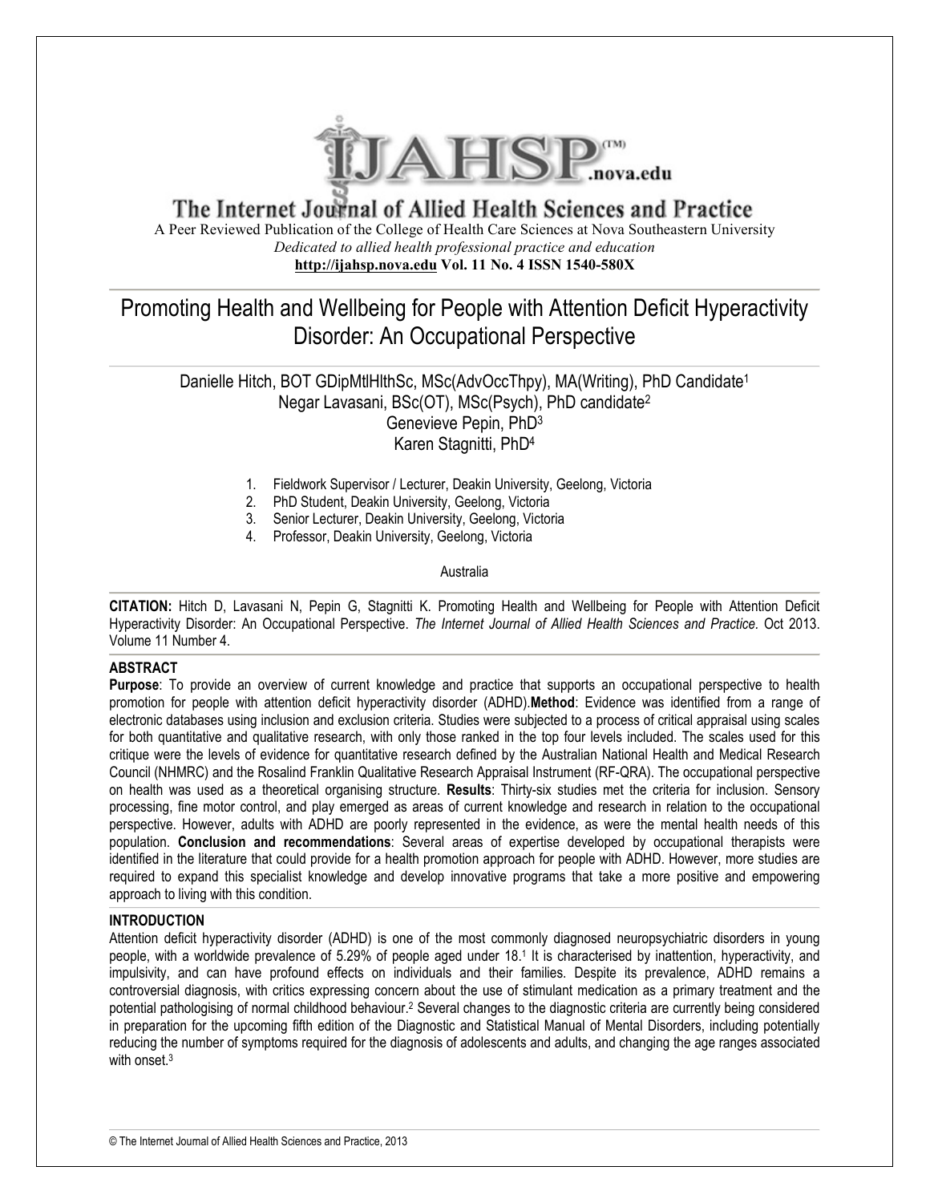# The Internet Journal of Allied Health Sciences and Practice

A Peer Reviewed Publication of the College of Health Care Sciences at Nova Southeastern University

*Dedicated to allied health professional practice and education*

**http://ijahsp.nova.edu Vol. 11 No. 4 ISSN 1540-580X**

## Promoting Health and Wellbeing for People with Attention Deficit Hyperactivity Disorder: An Occupational Perspective

Danielle Hitch, BOT GDipMtlHlthSc, MSc(AdvOccThpy), MA(Writing), PhD Candidate[1]
Negar Lavasani, BSc(OT), MSc(Psych), PhD candidate[2]
Genevieve Pepin, PhD[3]
Karen Stagnitti, PhD[4]

1. Fieldwork Supervisor / Lecturer, Deakin University, Geelong, Victoria
2. PhD Student, Deakin University, Geelong, Victoria
3. Senior Lecturer, Deakin University, Geelong, Victoria
4. Professor, Deakin University, Geelong, Victoria

Australia

**CITATION:** Hitch D, Lavasani N, Pepin G, Stagnitti K. Promoting Health and Wellbeing for People with Attention Deficit Hyperactivity Disorder: An Occupational Perspective. *The Internet Journal of Allied Health Sciences and Practice.* Oct 2013. Volume 11 Number 4.

### ABSTRACT

**Purpose**: To provide an overview of current knowledge and practice that supports an occupational perspective to health promotion for people with attention deficit hyperactivity disorder (ADHD).**Method**: Evidence was identified from a range of electronic databases using inclusion and exclusion criteria. Studies were subjected to a process of critical appraisal using scales for both quantitative and qualitative research, with only those ranked in the top four levels included. The scales used for this critique were the levels of evidence for quantitative research defined by the Australian National Health and Medical Research Council (NHMRC) and the Rosalind Franklin Qualitative Research Appraisal Instrument (RF-QRA). The occupational perspective on health was used as a theoretical organising structure. **Results**: Thirty-six studies met the criteria for inclusion. Sensory processing, fine motor control, and play emerged as areas of current knowledge and research in relation to the occupational perspective. However, adults with ADHD are poorly represented in the evidence, as were the mental health needs of this population. **Conclusion and recommendations**: Several areas of expertise developed by occupational therapists were identified in the literature that could provide for a health promotion approach for people with ADHD. However, more studies are required to expand this specialist knowledge and develop innovative programs that take a more positive and empowering approach to living with this condition.

### INTRODUCTION

Attention deficit hyperactivity disorder (ADHD) is one of the most commonly diagnosed neuropsychiatric disorders in young people, with a worldwide prevalence of 5.29% of people aged under 18.[1] It is characterised by inattention, hyperactivity, and impulsivity, and can have profound effects on individuals and their families. Despite its prevalence, ADHD remains a controversial diagnosis, with critics expressing concern about the use of stimulant medication as a primary treatment and the potential pathologising of normal childhood behaviour.[2] Several changes to the diagnostic criteria are currently being considered in preparation for the upcoming fifth edition of the Diagnostic and Statistical Manual of Mental Disorders, including potentially reducing the number of symptoms required for the diagnosis of adolescents and adults, and changing the age ranges associated with onset.[3]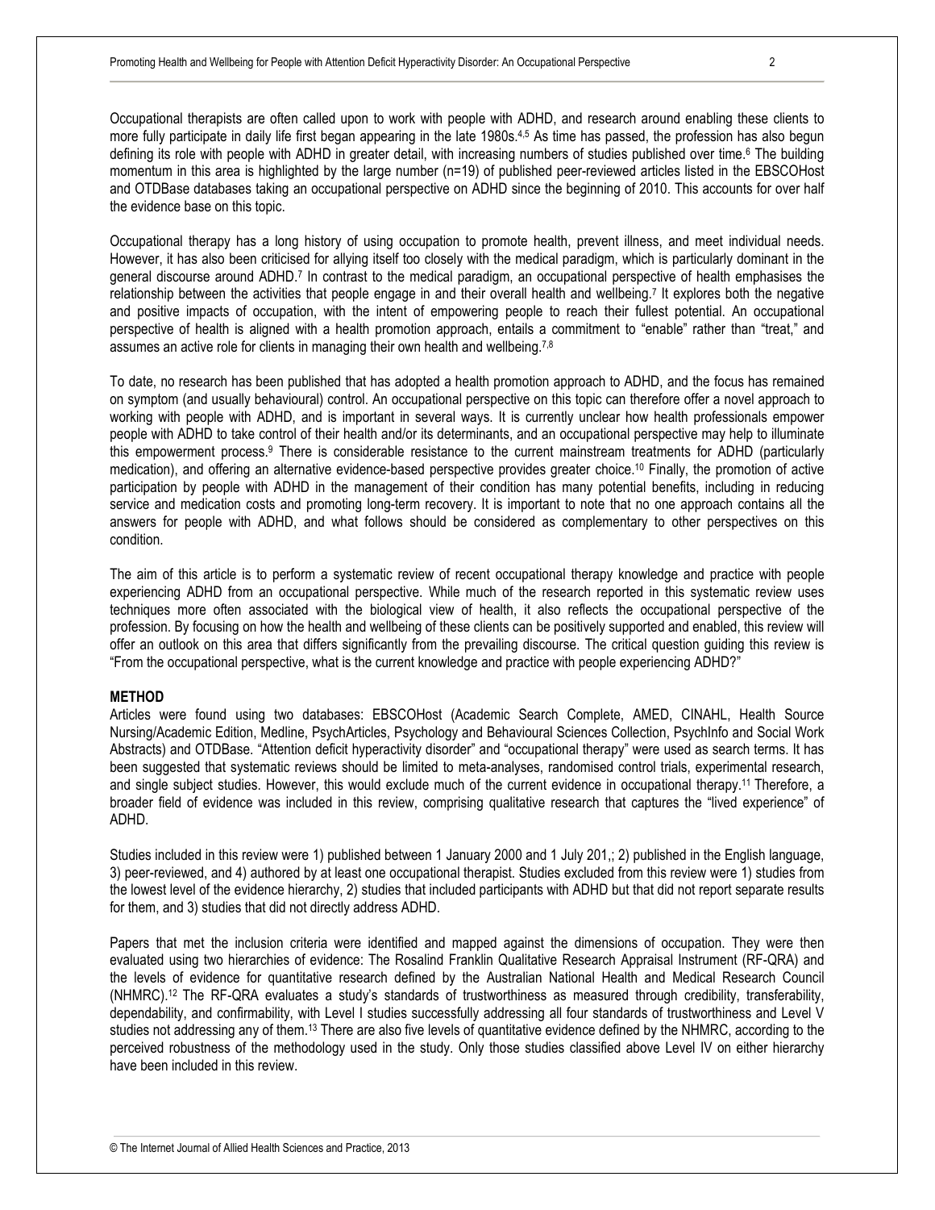Occupational therapists are often called upon to work with people with ADHD, and research around enabling these clients to more fully participate in daily life first began appearing in the late 1980s.[4,5] As time has passed, the profession has also begun defining its role with people with ADHD in greater detail, with increasing numbers of studies published over time.[6] The building momentum in this area is highlighted by the large number (n=19) of published peer-reviewed articles listed in the EBSCOHost and OTDBase databases taking an occupational perspective on ADHD since the beginning of 2010. This accounts for over half the evidence base on this topic.

Occupational therapy has a long history of using occupation to promote health, prevent illness, and meet individual needs. However, it has also been criticised for allying itself too closely with the medical paradigm, which is particularly dominant in the general discourse around ADHD.[7] In contrast to the medical paradigm, an occupational perspective of health emphasises the relationship between the activities that people engage in and their overall health and wellbeing.[7] It explores both the negative and positive impacts of occupation, with the intent of empowering people to reach their fullest potential. An occupational perspective of health is aligned with a health promotion approach, entails a commitment to "enable" rather than "treat," and assumes an active role for clients in managing their own health and wellbeing.[7,8]

To date, no research has been published that has adopted a health promotion approach to ADHD, and the focus has remained on symptom (and usually behavioural) control. An occupational perspective on this topic can therefore offer a novel approach to working with people with ADHD, and is important in several ways. It is currently unclear how health professionals empower people with ADHD to take control of their health and/or its determinants, and an occupational perspective may help to illuminate this empowerment process.[9] There is considerable resistance to the current mainstream treatments for ADHD (particularly medication), and offering an alternative evidence-based perspective provides greater choice.[10] Finally, the promotion of active participation by people with ADHD in the management of their condition has many potential benefits, including in reducing service and medication costs and promoting long-term recovery. It is important to note that no one approach contains all the answers for people with ADHD, and what follows should be considered as complementary to other perspectives on this condition.

The aim of this article is to perform a systematic review of recent occupational therapy knowledge and practice with people experiencing ADHD from an occupational perspective. While much of the research reported in this systematic review uses techniques more often associated with the biological view of health, it also reflects the occupational perspective of the profession. By focusing on how the health and wellbeing of these clients can be positively supported and enabled, this review will offer an outlook on this area that differs significantly from the prevailing discourse. The critical question guiding this review is "From the occupational perspective, what is the current knowledge and practice with people experiencing ADHD?"

## METHOD

Articles were found using two databases: EBSCOHost (Academic Search Complete, AMED, CINAHL, Health Source Nursing/Academic Edition, Medline, PsychArticles, Psychology and Behavioural Sciences Collection, PsychInfo and Social Work Abstracts) and OTDBase. "Attention deficit hyperactivity disorder" and "occupational therapy" were used as search terms. It has been suggested that systematic reviews should be limited to meta-analyses, randomised control trials, experimental research, and single subject studies. However, this would exclude much of the current evidence in occupational therapy.[11] Therefore, a broader field of evidence was included in this review, comprising qualitative research that captures the "lived experience" of ADHD.

Studies included in this review were 1) published between 1 January 2000 and 1 July 201,; 2) published in the English language, 3) peer-reviewed, and 4) authored by at least one occupational therapist. Studies excluded from this review were 1) studies from the lowest level of the evidence hierarchy, 2) studies that included participants with ADHD but that did not report separate results for them, and 3) studies that did not directly address ADHD.

Papers that met the inclusion criteria were identified and mapped against the dimensions of occupation. They were then evaluated using two hierarchies of evidence: The Rosalind Franklin Qualitative Research Appraisal Instrument (RF-QRA) and the levels of evidence for quantitative research defined by the Australian National Health and Medical Research Council (NHMRC).[12] The RF-QRA evaluates a study's standards of trustworthiness as measured through credibility, transferability, dependability, and confirmability, with Level I studies successfully addressing all four standards of trustworthiness and Level V studies not addressing any of them.[13] There are also five levels of quantitative evidence defined by the NHMRC, according to the perceived robustness of the methodology used in the study. Only those studies classified above Level IV on either hierarchy have been included in this review.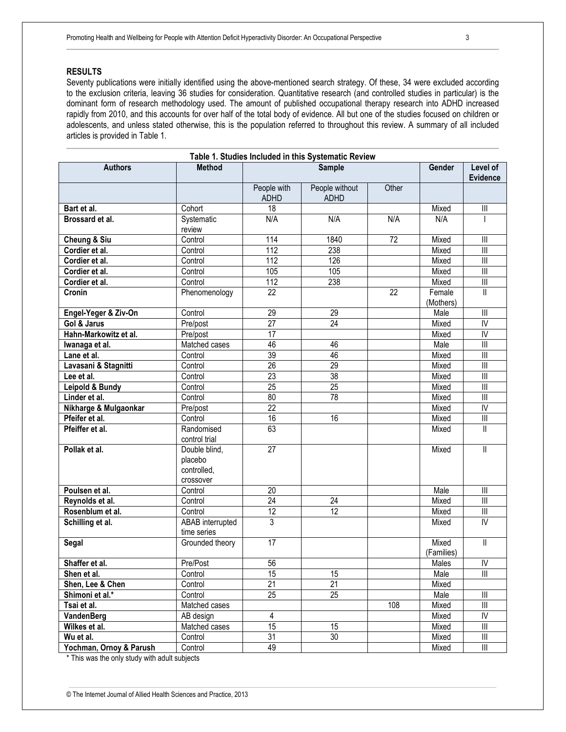## RESULTS

Seventy publications were initially identified using the above-mentioned search strategy. Of these, 34 were excluded according to the exclusion criteria, leaving 36 studies for consideration. Quantitative research (and controlled studies in particular) is the dominant form of research methodology used. The amount of published occupational therapy research into ADHD increased rapidly from 2010, and this accounts for over half of the total body of evidence. All but one of the studies focused on children or adolescents, and unless stated otherwise, this is the population referred to throughout this review. A summary of all included articles is provided in Table 1.

**Table 1. Studies Included in this Systematic Review**

| Authors | Method | Sample | | | Gender | Level of Evidence |
|---|---|---|---|---|---|---|
| | | People with ADHD | People without ADHD | Other | | |
| **Bart et al.** | Cohort | 18 | | | Mixed | III |
| **Brossard et al.** | Systematic review | N/A | N/A | N/A | N/A | I |
| **Cheung & Siu** | Control | 114 | 1840 | 72 | Mixed | III |
| **Cordier et al.** | Control | 112 | 238 | | Mixed | III |
| **Cordier et al.** | Control | 112 | 126 | | Mixed | III |
| **Cordier et al.** | Control | 105 | 105 | | Mixed | III |
| **Cordier et al.** | Control | 112 | 238 | | Mixed | III |
| **Cronin** | Phenomenology | 22 | | 22 | Female (Mothers) | II |
| **Engel-Yeger & Ziv-On** | Control | 29 | 29 | | Male | III |
| **Gol & Jarus** | Pre/post | 27 | 24 | | Mixed | IV |
| **Hahn-Markowitz et al.** | Pre/post | 17 | | | Mixed | IV |
| **Iwanaga et al.** | Matched cases | 46 | 46 | | Male | III |
| **Lane et al.** | Control | 39 | 46 | | Mixed | III |
| **Lavasani & Stagnitti** | Control | 26 | 29 | | Mixed | III |
| **Lee et al.** | Control | 23 | 38 | | Mixed | III |
| **Leipold & Bundy** | Control | 25 | 25 | | Mixed | III |
| **Linder et al.** | Control | 80 | 78 | | Mixed | III |
| **Nikharge & Mulgaonkar** | Pre/post | 22 | | | Mixed | IV |
| **Pfeifer et al.** | Control | 16 | 16 | | Mixed | III |
| **Pfeiffer et al.** | Randomised control trial | 63 | | | Mixed | II |
| **Pollak et al.** | Double blind, placebo controlled, crossover | 27 | | | Mixed | II |
| **Poulsen et al.** | Control | 20 | | | Male | III |
| **Reynolds et al.** | Control | 24 | 24 | | Mixed | III |
| **Rosenblum et al.** | Control | 12 | 12 | | Mixed | III |
| **Schilling et al.** | ABAB interrupted time series | 3 | | | Mixed | IV |
| **Segal** | Grounded theory | 17 | | | Mixed (Families) | II |
| **Shaffer et al.** | Pre/Post | 56 | | | Males | IV |
| **Shen et al.** | Control | 15 | 15 | | Male | III |
| **Shen, Lee & Chen** | Control | 21 | 21 | | Mixed | |
| **Shimoni et al.*** | Control | 25 | 25 | | Male | III |
| **Tsai et al.** | Matched cases | | | 108 | Mixed | III |
| **VandenBerg** | AB design | 4 | | | Mixed | IV |
| **Wilkes et al.** | Matched cases | 15 | 15 | | Mixed | III |
| **Wu et al.** | Control | 31 | 30 | | Mixed | III |
| **Yochman, Ornoy & Parush** | Control | 49 | | | Mixed | III |

\* This was the only study with adult subjects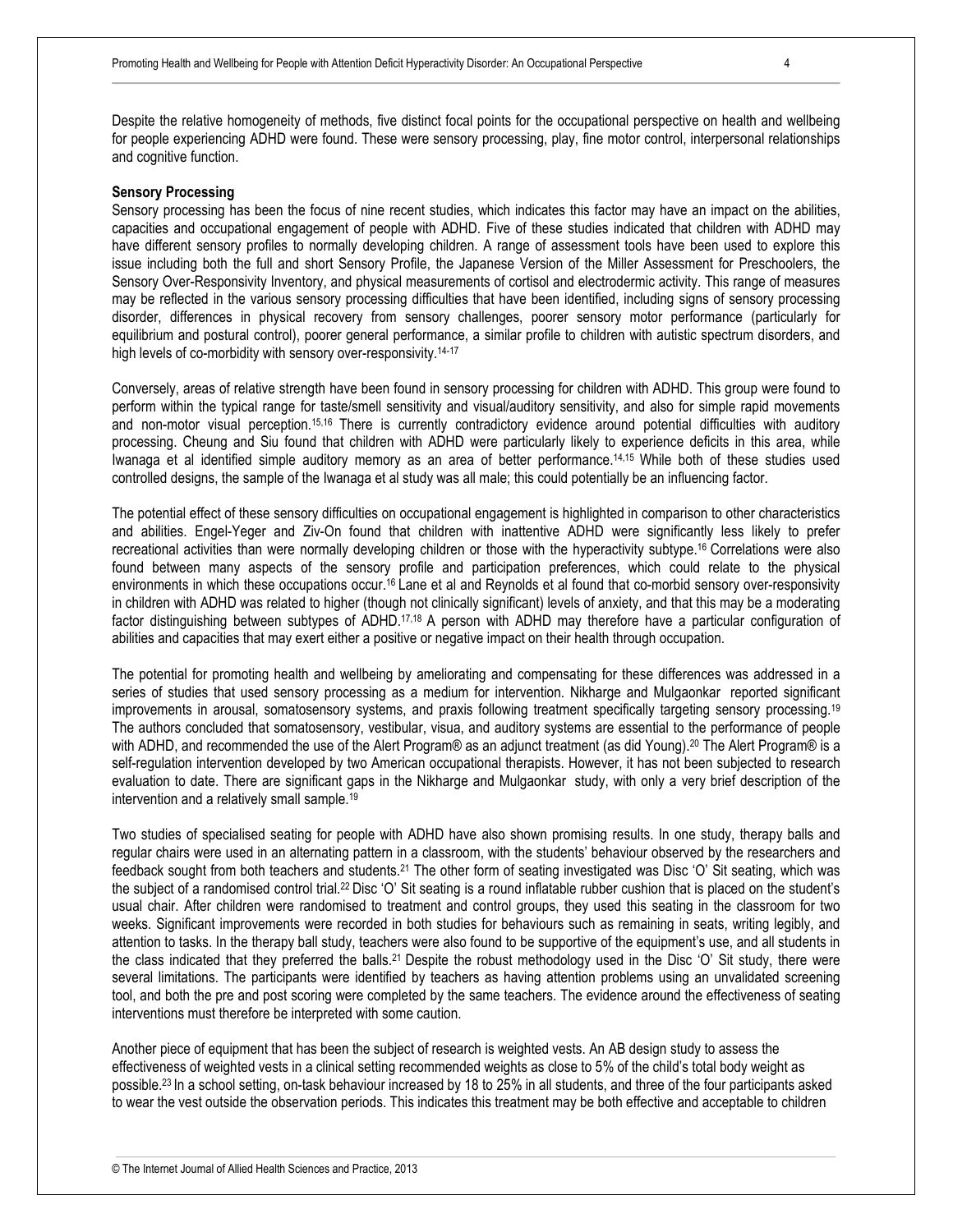Despite the relative homogeneity of methods, five distinct focal points for the occupational perspective on health and wellbeing for people experiencing ADHD were found. These were sensory processing, play, fine motor control, interpersonal relationships and cognitive function.

**Sensory Processing**

Sensory processing has been the focus of nine recent studies, which indicates this factor may have an impact on the abilities, capacities and occupational engagement of people with ADHD. Five of these studies indicated that children with ADHD may have different sensory profiles to normally developing children. A range of assessment tools have been used to explore this issue including both the full and short Sensory Profile, the Japanese Version of the Miller Assessment for Preschoolers, the Sensory Over-Responsivity Inventory, and physical measurements of cortisol and electrodermic activity. This range of measures may be reflected in the various sensory processing difficulties that have been identified, including signs of sensory processing disorder, differences in physical recovery from sensory challenges, poorer sensory motor performance (particularly for equilibrium and postural control), poorer general performance, a similar profile to children with autistic spectrum disorders, and high levels of co-morbidity with sensory over-responsivity.[14-17]

Conversely, areas of relative strength have been found in sensory processing for children with ADHD. This group were found to perform within the typical range for taste/smell sensitivity and visual/auditory sensitivity, and also for simple rapid movements and non-motor visual perception.[15,16] There is currently contradictory evidence around potential difficulties with auditory processing. Cheung and Siu found that children with ADHD were particularly likely to experience deficits in this area, while Iwanaga et al identified simple auditory memory as an area of better performance.[14,15] While both of these studies used controlled designs, the sample of the Iwanaga et al study was all male; this could potentially be an influencing factor.

The potential effect of these sensory difficulties on occupational engagement is highlighted in comparison to other characteristics and abilities. Engel-Yeger and Ziv-On found that children with inattentive ADHD were significantly less likely to prefer recreational activities than were normally developing children or those with the hyperactivity subtype.[16] Correlations were also found between many aspects of the sensory profile and participation preferences, which could relate to the physical environments in which these occupations occur.[16] Lane et al and Reynolds et al found that co-morbid sensory over-responsivity in children with ADHD was related to higher (though not clinically significant) levels of anxiety, and that this may be a moderating factor distinguishing between subtypes of ADHD.[17,18] A person with ADHD may therefore have a particular configuration of abilities and capacities that may exert either a positive or negative impact on their health through occupation.

The potential for promoting health and wellbeing by ameliorating and compensating for these differences was addressed in a series of studies that used sensory processing as a medium for intervention. Nikharge and Mulgaonkar reported significant improvements in arousal, somatosensory systems, and praxis following treatment specifically targeting sensory processing.[19] The authors concluded that somatosensory, vestibular, visua, and auditory systems are essential to the performance of people with ADHD, and recommended the use of the Alert Program® as an adjunct treatment (as did Young).[20] The Alert Program® is a self-regulation intervention developed by two American occupational therapists. However, it has not been subjected to research evaluation to date. There are significant gaps in the Nikharge and Mulgaonkar study, with only a very brief description of the intervention and a relatively small sample.[19]

Two studies of specialised seating for people with ADHD have also shown promising results. In one study, therapy balls and regular chairs were used in an alternating pattern in a classroom, with the students' behaviour observed by the researchers and feedback sought from both teachers and students.[21] The other form of seating investigated was Disc 'O' Sit seating, which was the subject of a randomised control trial.[22] Disc 'O' Sit seating is a round inflatable rubber cushion that is placed on the student's usual chair. After children were randomised to treatment and control groups, they used this seating in the classroom for two weeks. Significant improvements were recorded in both studies for behaviours such as remaining in seats, writing legibly, and attention to tasks. In the therapy ball study, teachers were also found to be supportive of the equipment's use, and all students in the class indicated that they preferred the balls.[21] Despite the robust methodology used in the Disc 'O' Sit study, there were several limitations. The participants were identified by teachers as having attention problems using an unvalidated screening tool, and both the pre and post scoring were completed by the same teachers. The evidence around the effectiveness of seating interventions must therefore be interpreted with some caution.

Another piece of equipment that has been the subject of research is weighted vests. An AB design study to assess the effectiveness of weighted vests in a clinical setting recommended weights as close to 5% of the child's total body weight as possible.[23] In a school setting, on-task behaviour increased by 18 to 25% in all students, and three of the four participants asked to wear the vest outside the observation periods. This indicates this treatment may be both effective and acceptable to children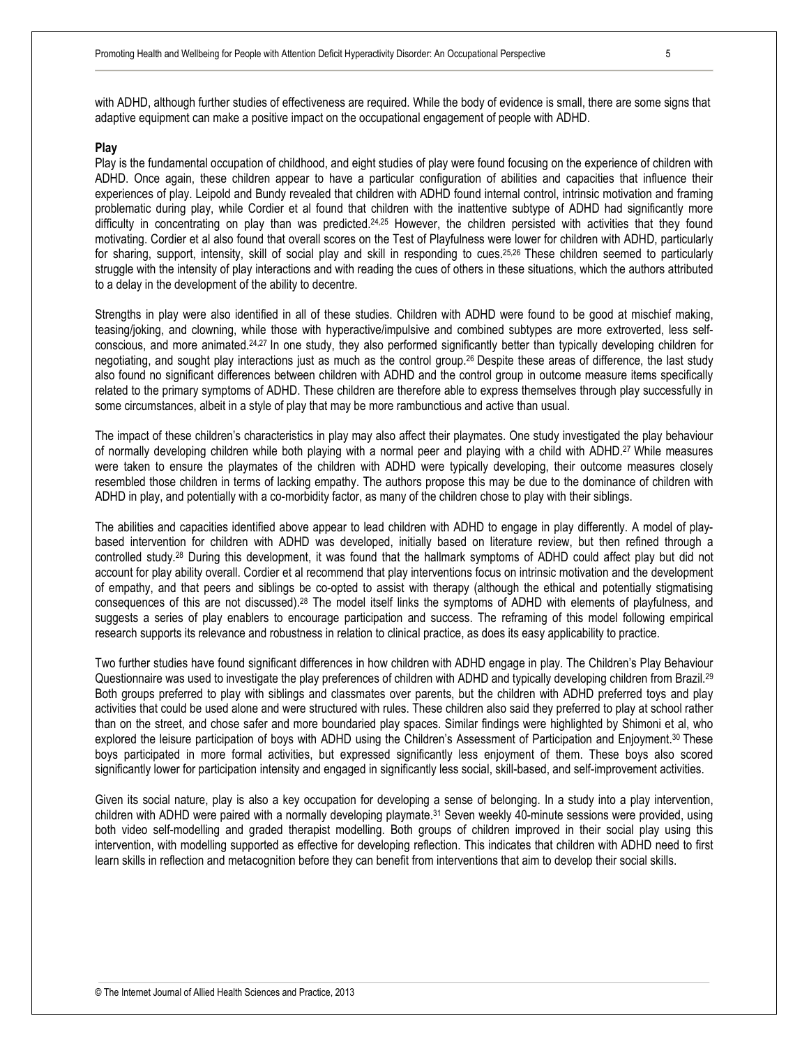with ADHD, although further studies of effectiveness are required. While the body of evidence is small, there are some signs that adaptive equipment can make a positive impact on the occupational engagement of people with ADHD.

**Play**

Play is the fundamental occupation of childhood, and eight studies of play were found focusing on the experience of children with ADHD. Once again, these children appear to have a particular configuration of abilities and capacities that influence their experiences of play. Leipold and Bundy revealed that children with ADHD found internal control, intrinsic motivation and framing problematic during play, while Cordier et al found that children with the inattentive subtype of ADHD had significantly more difficulty in concentrating on play than was predicted.[24,25] However, the children persisted with activities that they found motivating. Cordier et al also found that overall scores on the Test of Playfulness were lower for children with ADHD, particularly for sharing, support, intensity, skill of social play and skill in responding to cues.[25,26] These children seemed to particularly struggle with the intensity of play interactions and with reading the cues of others in these situations, which the authors attributed to a delay in the development of the ability to decentre.

Strengths in play were also identified in all of these studies. Children with ADHD were found to be good at mischief making, teasing/joking, and clowning, while those with hyperactive/impulsive and combined subtypes are more extroverted, less self-conscious, and more animated.[24,27] In one study, they also performed significantly better than typically developing children for negotiating, and sought play interactions just as much as the control group.[26] Despite these areas of difference, the last study also found no significant differences between children with ADHD and the control group in outcome measure items specifically related to the primary symptoms of ADHD. These children are therefore able to express themselves through play successfully in some circumstances, albeit in a style of play that may be more rambunctious and active than usual.

The impact of these children's characteristics in play may also affect their playmates. One study investigated the play behaviour of normally developing children while both playing with a normal peer and playing with a child with ADHD.[27] While measures were taken to ensure the playmates of the children with ADHD were typically developing, their outcome measures closely resembled those children in terms of lacking empathy. The authors propose this may be due to the dominance of children with ADHD in play, and potentially with a co-morbidity factor, as many of the children chose to play with their siblings.

The abilities and capacities identified above appear to lead children with ADHD to engage in play differently. A model of play-based intervention for children with ADHD was developed, initially based on literature review, but then refined through a controlled study.[28] During this development, it was found that the hallmark symptoms of ADHD could affect play but did not account for play ability overall. Cordier et al recommend that play interventions focus on intrinsic motivation and the development of empathy, and that peers and siblings be co-opted to assist with therapy (although the ethical and potentially stigmatising consequences of this are not discussed).[28] The model itself links the symptoms of ADHD with elements of playfulness, and suggests a series of play enablers to encourage participation and success. The reframing of this model following empirical research supports its relevance and robustness in relation to clinical practice, as does its easy applicability to practice.

Two further studies have found significant differences in how children with ADHD engage in play. The Children's Play Behaviour Questionnaire was used to investigate the play preferences of children with ADHD and typically developing children from Brazil.[29] Both groups preferred to play with siblings and classmates over parents, but the children with ADHD preferred toys and play activities that could be used alone and were structured with rules. These children also said they preferred to play at school rather than on the street, and chose safer and more boundaried play spaces. Similar findings were highlighted by Shimoni et al, who explored the leisure participation of boys with ADHD using the Children's Assessment of Participation and Enjoyment.[30] These boys participated in more formal activities, but expressed significantly less enjoyment of them. These boys also scored significantly lower for participation intensity and engaged in significantly less social, skill-based, and self-improvement activities.

Given its social nature, play is also a key occupation for developing a sense of belonging. In a study into a play intervention, children with ADHD were paired with a normally developing playmate.[31] Seven weekly 40-minute sessions were provided, using both video self-modelling and graded therapist modelling. Both groups of children improved in their social play using this intervention, with modelling supported as effective for developing reflection. This indicates that children with ADHD need to first learn skills in reflection and metacognition before they can benefit from interventions that aim to develop their social skills.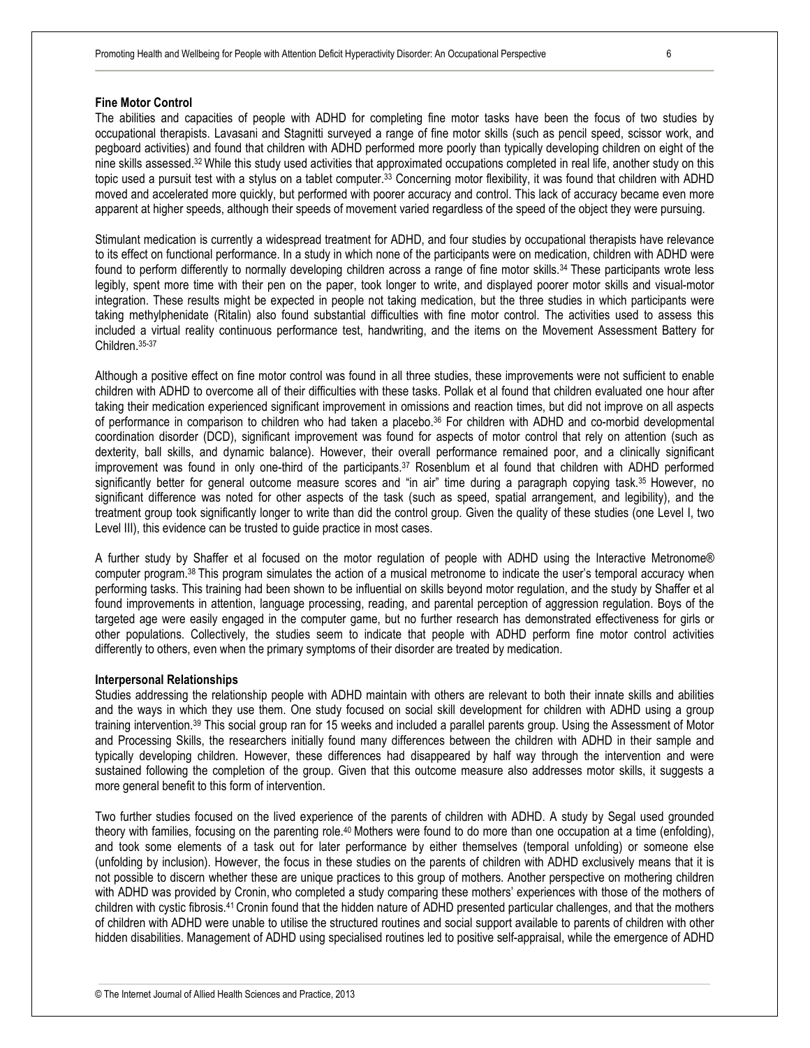### Fine Motor Control

The abilities and capacities of people with ADHD for completing fine motor tasks have been the focus of two studies by occupational therapists. Lavasani and Stagnitti surveyed a range of fine motor skills (such as pencil speed, scissor work, and pegboard activities) and found that children with ADHD performed more poorly than typically developing children on eight of the nine skills assessed.[32] While this study used activities that approximated occupations completed in real life, another study on this topic used a pursuit test with a stylus on a tablet computer.[33] Concerning motor flexibility, it was found that children with ADHD moved and accelerated more quickly, but performed with poorer accuracy and control. This lack of accuracy became even more apparent at higher speeds, although their speeds of movement varied regardless of the speed of the object they were pursuing.

Stimulant medication is currently a widespread treatment for ADHD, and four studies by occupational therapists have relevance to its effect on functional performance. In a study in which none of the participants were on medication, children with ADHD were found to perform differently to normally developing children across a range of fine motor skills.[34] These participants wrote less legibly, spent more time with their pen on the paper, took longer to write, and displayed poorer motor skills and visual-motor integration. These results might be expected in people not taking medication, but the three studies in which participants were taking methylphenidate (Ritalin) also found substantial difficulties with fine motor control. The activities used to assess this included a virtual reality continuous performance test, handwriting, and the items on the Movement Assessment Battery for Children.[35-37]

Although a positive effect on fine motor control was found in all three studies, these improvements were not sufficient to enable children with ADHD to overcome all of their difficulties with these tasks. Pollak et al found that children evaluated one hour after taking their medication experienced significant improvement in omissions and reaction times, but did not improve on all aspects of performance in comparison to children who had taken a placebo.[36] For children with ADHD and co-morbid developmental coordination disorder (DCD), significant improvement was found for aspects of motor control that rely on attention (such as dexterity, ball skills, and dynamic balance). However, their overall performance remained poor, and a clinically significant improvement was found in only one-third of the participants.[37] Rosenblum et al found that children with ADHD performed significantly better for general outcome measure scores and "in air" time during a paragraph copying task.[35] However, no significant difference was noted for other aspects of the task (such as speed, spatial arrangement, and legibility), and the treatment group took significantly longer to write than did the control group. Given the quality of these studies (one Level I, two Level III), this evidence can be trusted to guide practice in most cases.

A further study by Shaffer et al focused on the motor regulation of people with ADHD using the Interactive Metronome® computer program.[38] This program simulates the action of a musical metronome to indicate the user's temporal accuracy when performing tasks. This training had been shown to be influential on skills beyond motor regulation, and the study by Shaffer et al found improvements in attention, language processing, reading, and parental perception of aggression regulation. Boys of the targeted age were easily engaged in the computer game, but no further research has demonstrated effectiveness for girls or other populations. Collectively, the studies seem to indicate that people with ADHD perform fine motor control activities differently to others, even when the primary symptoms of their disorder are treated by medication.

### Interpersonal Relationships

Studies addressing the relationship people with ADHD maintain with others are relevant to both their innate skills and abilities and the ways in which they use them. One study focused on social skill development for children with ADHD using a group training intervention.[39] This social group ran for 15 weeks and included a parallel parents group. Using the Assessment of Motor and Processing Skills, the researchers initially found many differences between the children with ADHD in their sample and typically developing children. However, these differences had disappeared by half way through the intervention and were sustained following the completion of the group. Given that this outcome measure also addresses motor skills, it suggests a more general benefit to this form of intervention.

Two further studies focused on the lived experience of the parents of children with ADHD. A study by Segal used grounded theory with families, focusing on the parenting role.[40] Mothers were found to do more than one occupation at a time (enfolding), and took some elements of a task out for later performance by either themselves (temporal unfolding) or someone else (unfolding by inclusion). However, the focus in these studies on the parents of children with ADHD exclusively means that it is not possible to discern whether these are unique practices to this group of mothers. Another perspective on mothering children with ADHD was provided by Cronin, who completed a study comparing these mothers' experiences with those of the mothers of children with cystic fibrosis.[41] Cronin found that the hidden nature of ADHD presented particular challenges, and that the mothers of children with ADHD were unable to utilise the structured routines and social support available to parents of children with other hidden disabilities. Management of ADHD using specialised routines led to positive self-appraisal, while the emergence of ADHD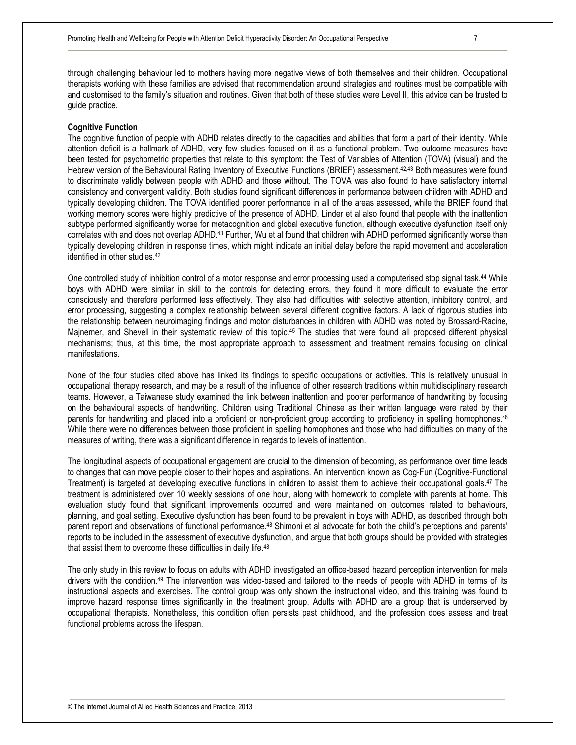through challenging behaviour led to mothers having more negative views of both themselves and their children. Occupational therapists working with these families are advised that recommendation around strategies and routines must be compatible with and customised to the family's situation and routines. Given that both of these studies were Level II, this advice can be trusted to guide practice.

**Cognitive Function**

The cognitive function of people with ADHD relates directly to the capacities and abilities that form a part of their identity. While attention deficit is a hallmark of ADHD, very few studies focused on it as a functional problem. Two outcome measures have been tested for psychometric properties that relate to this symptom: the Test of Variables of Attention (TOVA) (visual) and the Hebrew version of the Behavioural Rating Inventory of Executive Functions (BRIEF) assessment.[42,43] Both measures were found to discriminate validly between people with ADHD and those without. The TOVA was also found to have satisfactory internal consistency and convergent validity. Both studies found significant differences in performance between children with ADHD and typically developing children. The TOVA identified poorer performance in all of the areas assessed, while the BRIEF found that working memory scores were highly predictive of the presence of ADHD. Linder et al also found that people with the inattention subtype performed significantly worse for metacognition and global executive function, although executive dysfunction itself only correlates with and does not overlap ADHD.[43] Further, Wu et al found that children with ADHD performed significantly worse than typically developing children in response times, which might indicate an initial delay before the rapid movement and acceleration identified in other studies.[42]

One controlled study of inhibition control of a motor response and error processing used a computerised stop signal task.[44] While boys with ADHD were similar in skill to the controls for detecting errors, they found it more difficult to evaluate the error consciously and therefore performed less effectively. They also had difficulties with selective attention, inhibitory control, and error processing, suggesting a complex relationship between several different cognitive factors. A lack of rigorous studies into the relationship between neuroimaging findings and motor disturbances in children with ADHD was noted by Brossard-Racine, Majnemer, and Shevell in their systematic review of this topic.[45] The studies that were found all proposed different physical mechanisms; thus, at this time, the most appropriate approach to assessment and treatment remains focusing on clinical manifestations.

None of the four studies cited above has linked its findings to specific occupations or activities. This is relatively unusual in occupational therapy research, and may be a result of the influence of other research traditions within multidisciplinary research teams. However, a Taiwanese study examined the link between inattention and poorer performance of handwriting by focusing on the behavioural aspects of handwriting. Children using Traditional Chinese as their written language were rated by their parents for handwriting and placed into a proficient or non-proficient group according to proficiency in spelling homophones.[46] While there were no differences between those proficient in spelling homophones and those who had difficulties on many of the measures of writing, there was a significant difference in regards to levels of inattention.

The longitudinal aspects of occupational engagement are crucial to the dimension of becoming, as performance over time leads to changes that can move people closer to their hopes and aspirations. An intervention known as Cog-Fun (Cognitive-Functional Treatment) is targeted at developing executive functions in children to assist them to achieve their occupational goals.[47] The treatment is administered over 10 weekly sessions of one hour, along with homework to complete with parents at home. This evaluation study found that significant improvements occurred and were maintained on outcomes related to behaviours, planning, and goal setting. Executive dysfunction has been found to be prevalent in boys with ADHD, as described through both parent report and observations of functional performance.[48] Shimoni et al advocate for both the child's perceptions and parents' reports to be included in the assessment of executive dysfunction, and argue that both groups should be provided with strategies that assist them to overcome these difficulties in daily life.[48]

The only study in this review to focus on adults with ADHD investigated an office-based hazard perception intervention for male drivers with the condition.[49] The intervention was video-based and tailored to the needs of people with ADHD in terms of its instructional aspects and exercises. The control group was only shown the instructional video, and this training was found to improve hazard response times significantly in the treatment group. Adults with ADHD are a group that is underserved by occupational therapists. Nonetheless, this condition often persists past childhood, and the profession does assess and treat functional problems across the lifespan.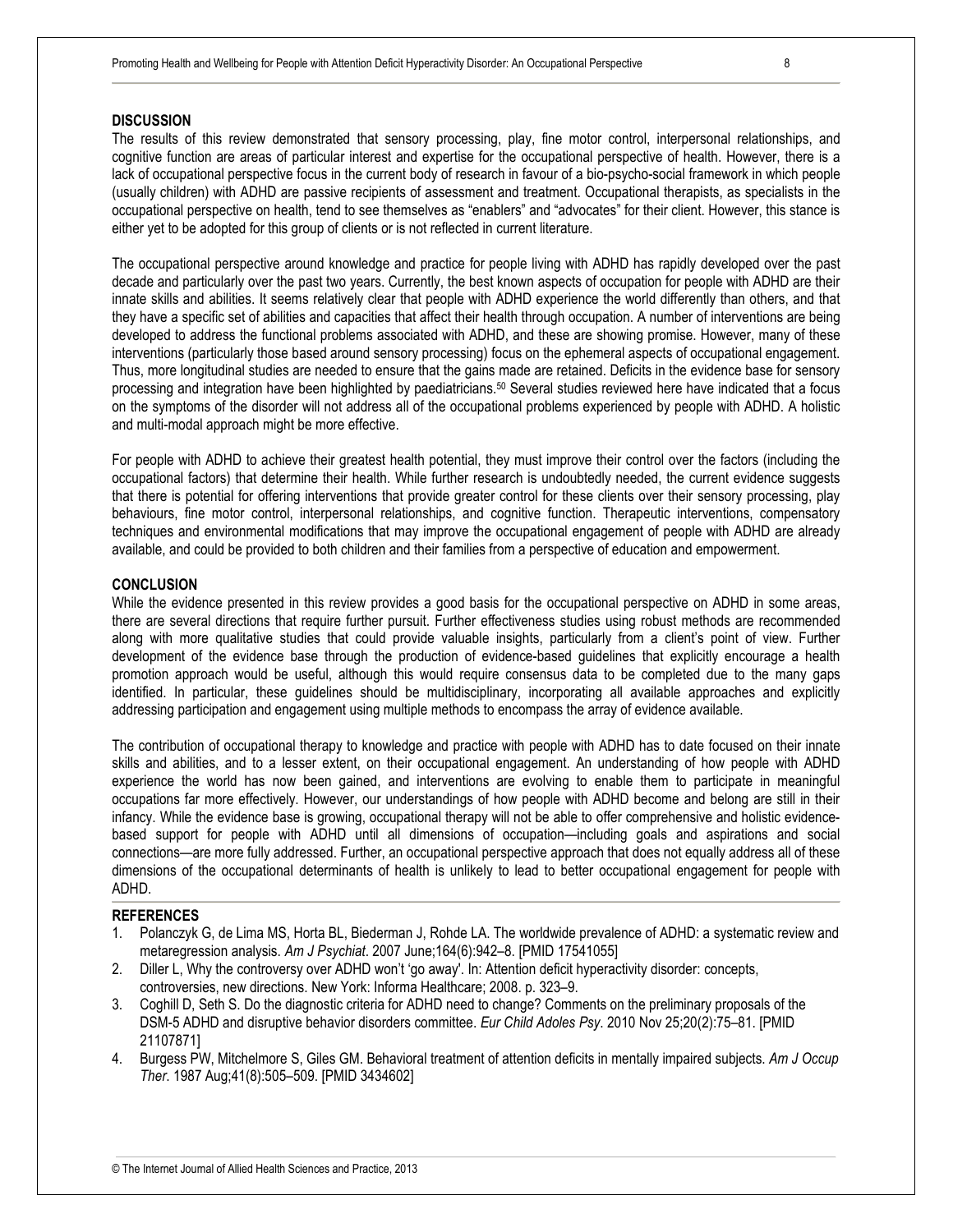## DISCUSSION

The results of this review demonstrated that sensory processing, play, fine motor control, interpersonal relationships, and cognitive function are areas of particular interest and expertise for the occupational perspective of health. However, there is a lack of occupational perspective focus in the current body of research in favour of a bio-psycho-social framework in which people (usually children) with ADHD are passive recipients of assessment and treatment. Occupational therapists, as specialists in the occupational perspective on health, tend to see themselves as "enablers" and "advocates" for their client. However, this stance is either yet to be adopted for this group of clients or is not reflected in current literature.

The occupational perspective around knowledge and practice for people living with ADHD has rapidly developed over the past decade and particularly over the past two years. Currently, the best known aspects of occupation for people with ADHD are their innate skills and abilities. It seems relatively clear that people with ADHD experience the world differently than others, and that they have a specific set of abilities and capacities that affect their health through occupation. A number of interventions are being developed to address the functional problems associated with ADHD, and these are showing promise. However, many of these interventions (particularly those based around sensory processing) focus on the ephemeral aspects of occupational engagement. Thus, more longitudinal studies are needed to ensure that the gains made are retained. Deficits in the evidence base for sensory processing and integration have been highlighted by paediatricians.[50] Several studies reviewed here have indicated that a focus on the symptoms of the disorder will not address all of the occupational problems experienced by people with ADHD. A holistic and multi-modal approach might be more effective.

For people with ADHD to achieve their greatest health potential, they must improve their control over the factors (including the occupational factors) that determine their health. While further research is undoubtedly needed, the current evidence suggests that there is potential for offering interventions that provide greater control for these clients over their sensory processing, play behaviours, fine motor control, interpersonal relationships, and cognitive function. Therapeutic interventions, compensatory techniques and environmental modifications that may improve the occupational engagement of people with ADHD are already available, and could be provided to both children and their families from a perspective of education and empowerment.

## CONCLUSION

While the evidence presented in this review provides a good basis for the occupational perspective on ADHD in some areas, there are several directions that require further pursuit. Further effectiveness studies using robust methods are recommended along with more qualitative studies that could provide valuable insights, particularly from a client's point of view. Further development of the evidence base through the production of evidence-based guidelines that explicitly encourage a health promotion approach would be useful, although this would require consensus data to be completed due to the many gaps identified. In particular, these guidelines should be multidisciplinary, incorporating all available approaches and explicitly addressing participation and engagement using multiple methods to encompass the array of evidence available.

The contribution of occupational therapy to knowledge and practice with people with ADHD has to date focused on their innate skills and abilities, and to a lesser extent, on their occupational engagement. An understanding of how people with ADHD experience the world has now been gained, and interventions are evolving to enable them to participate in meaningful occupations far more effectively. However, our understandings of how people with ADHD become and belong are still in their infancy. While the evidence base is growing, occupational therapy will not be able to offer comprehensive and holistic evidence-based support for people with ADHD until all dimensions of occupation—including goals and aspirations and social connections—are more fully addressed. Further, an occupational perspective approach that does not equally address all of these dimensions of the occupational determinants of health is unlikely to lead to better occupational engagement for people with ADHD.

## REFERENCES

1. Polanczyk G, de Lima MS, Horta BL, Biederman J, Rohde LA. The worldwide prevalence of ADHD: a systematic review and metaregression analysis. *Am J Psychiat*. 2007 June;164(6):942–8. [PMID 17541055]
2. Diller L, Why the controversy over ADHD won't 'go away'. In: Attention deficit hyperactivity disorder: concepts, controversies, new directions. New York: Informa Healthcare; 2008. p. 323–9.
3. Coghill D, Seth S. Do the diagnostic criteria for ADHD need to change? Comments on the preliminary proposals of the DSM-5 ADHD and disruptive behavior disorders committee. *Eur Child Adoles Psy*. 2010 Nov 25;20(2):75–81. [PMID 21107871]
4. Burgess PW, Mitchelmore S, Giles GM. Behavioral treatment of attention deficits in mentally impaired subjects. *Am J Occup Ther*. 1987 Aug;41(8):505–509. [PMID 3434602]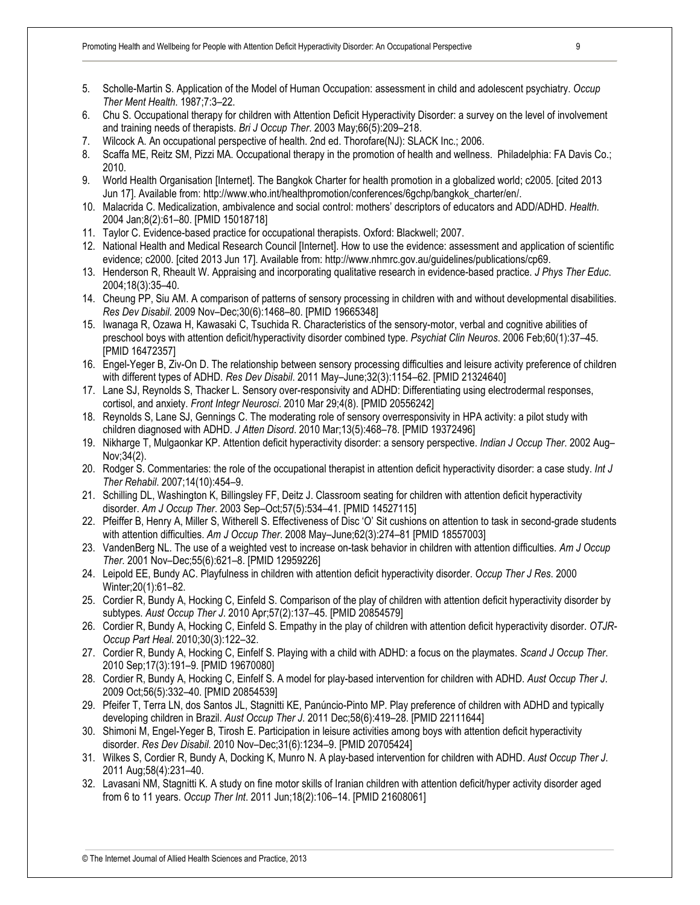5. Scholle-Martin S. Application of the Model of Human Occupation: assessment in child and adolescent psychiatry. *Occup Ther Ment Health*. 1987;7:3–22.
6. Chu S. Occupational therapy for children with Attention Deficit Hyperactivity Disorder: a survey on the level of involvement and training needs of therapists. *Bri J Occup Ther*. 2003 May;66(5):209–218.
7. Wilcock A. An occupational perspective of health. 2nd ed. Thorofare(NJ): SLACK Inc.; 2006.
8. Scaffa ME, Reitz SM, Pizzi MA. Occupational therapy in the promotion of health and wellness. Philadelphia: FA Davis Co.; 2010.
9. World Health Organisation [Internet]. The Bangkok Charter for health promotion in a globalized world; c2005. [cited 2013 Jun 17]. Available from: http://www.who.int/healthpromotion/conferences/6gchp/bangkok_charter/en/.
10. Malacrida C. Medicalization, ambivalence and social control: mothers' descriptors of educators and ADD/ADHD. *Health*. 2004 Jan;8(2):61–80. [PMID 15018718]
11. Taylor C. Evidence-based practice for occupational therapists. Oxford: Blackwell; 2007.
12. National Health and Medical Research Council [Internet]. How to use the evidence: assessment and application of scientific evidence; c2000. [cited 2013 Jun 17]. Available from: http://www.nhmrc.gov.au/guidelines/publications/cp69.
13. Henderson R, Rheault W. Appraising and incorporating qualitative research in evidence-based practice. *J Phys Ther Educ*. 2004;18(3):35–40.
14. Cheung PP, Siu AM. A comparison of patterns of sensory processing in children with and without developmental disabilities. *Res Dev Disabil*. 2009 Nov–Dec;30(6):1468–80. [PMID 19665348]
15. Iwanaga R, Ozawa H, Kawasaki C, Tsuchida R. Characteristics of the sensory-motor, verbal and cognitive abilities of preschool boys with attention deficit/hyperactivity disorder combined type. *Psychiat Clin Neuros*. 2006 Feb;60(1):37–45. [PMID 16472357]
16. Engel-Yeger B, Ziv-On D. The relationship between sensory processing difficulties and leisure activity preference of children with different types of ADHD. *Res Dev Disabil*. 2011 May–June;32(3):1154–62. [PMID 21324640]
17. Lane SJ, Reynolds S, Thacker L. Sensory over-responsivity and ADHD: Differentiating using electrodermal responses, cortisol, and anxiety. *Front Integr Neurosci*. 2010 Mar 29;4(8). [PMID 20556242]
18. Reynolds S, Lane SJ, Gennings C. The moderating role of sensory overresponsivity in HPA activity: a pilot study with children diagnosed with ADHD. *J Atten Disord*. 2010 Mar;13(5):468–78. [PMID 19372496]
19. Nikharge T, Mulgaonkar KP. Attention deficit hyperactivity disorder: a sensory perspective. *Indian J Occup Ther*. 2002 Aug–Nov;34(2).
20. Rodger S. Commentaries: the role of the occupational therapist in attention deficit hyperactivity disorder: a case study. *Int J Ther Rehabil*. 2007;14(10):454–9.
21. Schilling DL, Washington K, Billingsley FF, Deitz J. Classroom seating for children with attention deficit hyperactivity disorder. *Am J Occup Ther*. 2003 Sep–Oct;57(5):534–41. [PMID 14527115]
22. Pfeiffer B, Henry A, Miller S, Witherell S. Effectiveness of Disc 'O' Sit cushions on attention to task in second-grade students with attention difficulties. *Am J Occup Ther*. 2008 May–June;62(3):274–81 [PMID 18557003]
23. VandenBerg NL. The use of a weighted vest to increase on-task behavior in children with attention difficulties. *Am J Occup Ther*. 2001 Nov–Dec;55(6):621–8. [PMID 12959226]
24. Leipold EE, Bundy AC. Playfulness in children with attention deficit hyperactivity disorder. *Occup Ther J Res*. 2000 Winter;20(1):61–82.
25. Cordier R, Bundy A, Hocking C, Einfeld S. Comparison of the play of children with attention deficit hyperactivity disorder by subtypes. *Aust Occup Ther J*. 2010 Apr;57(2):137–45. [PMID 20854579]
26. Cordier R, Bundy A, Hocking C, Einfeld S. Empathy in the play of children with attention deficit hyperactivity disorder. *OTJR-Occup Part Heal*. 2010;30(3):122–32.
27. Cordier R, Bundy A, Hocking C, Einfelf S. Playing with a child with ADHD: a focus on the playmates. *Scand J Occup Ther*. 2010 Sep;17(3):191–9. [PMID 19670080]
28. Cordier R, Bundy A, Hocking C, Einfelf S. A model for play-based intervention for children with ADHD. *Aust Occup Ther J*. 2009 Oct;56(5):332–40. [PMID 20854539]
29. Pfeifer T, Terra LN, dos Santos JL, Stagnitti KE, Panúncio-Pinto MP. Play preference of children with ADHD and typically developing children in Brazil. *Aust Occup Ther J*. 2011 Dec;58(6):419–28. [PMID 22111644]
30. Shimoni M, Engel-Yeger B, Tirosh E. Participation in leisure activities among boys with attention deficit hyperactivity disorder. *Res Dev Disabil*. 2010 Nov–Dec;31(6):1234–9. [PMID 20705424]
31. Wilkes S, Cordier R, Bundy A, Docking K, Munro N. A play-based intervention for children with ADHD. *Aust Occup Ther J*. 2011 Aug;58(4):231–40.
32. Lavasani NM, Stagnitti K. A study on fine motor skills of Iranian children with attention deficit/hyper activity disorder aged from 6 to 11 years. *Occup Ther Int*. 2011 Jun;18(2):106–14. [PMID 21608061]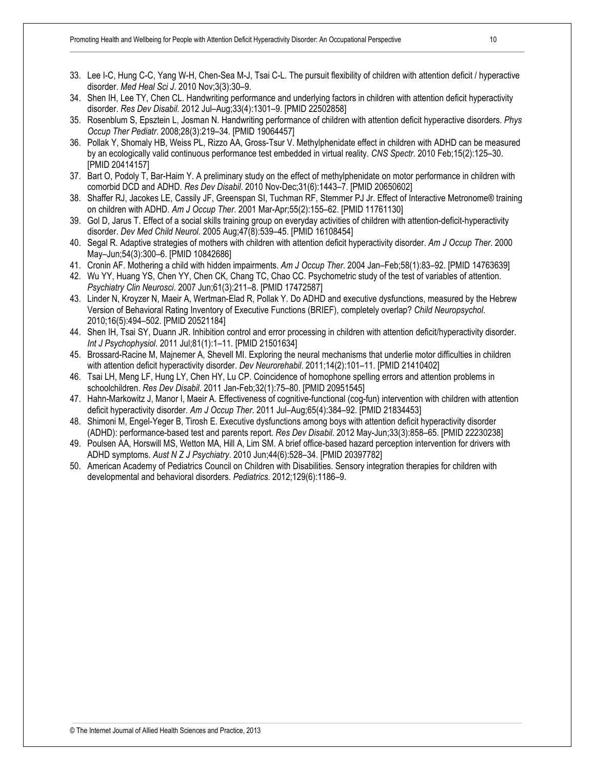33. Lee I-C, Hung C-C, Yang W-H, Chen-Sea M-J, Tsai C-L. The pursuit flexibility of children with attention deficit / hyperactive disorder. *Med Heal Sci J*. 2010 Nov;3(3):30–9.
34. Shen IH, Lee TY, Chen CL. Handwriting performance and underlying factors in children with attention deficit hyperactivity disorder. *Res Dev Disabil*. 2012 Jul–Aug;33(4):1301–9. [PMID 22502858]
35. Rosenblum S, Epsztein L, Josman N. Handwriting performance of children with attention deficit hyperactive disorders. *Phys Occup Ther Pediatr*. 2008;28(3):219–34. [PMID 19064457]
36. Pollak Y, Shomaly HB, Weiss PL, Rizzo AA, Gross-Tsur V. Methylphenidate effect in children with ADHD can be measured by an ecologically valid continuous performance test embedded in virtual reality. *CNS Spectr*. 2010 Feb;15(2):125–30. [PMID 20414157]
37. Bart O, Podoly T, Bar-Haim Y. A preliminary study on the effect of methylphenidate on motor performance in children with comorbid DCD and ADHD. *Res Dev Disabil*. 2010 Nov-Dec;31(6):1443–7. [PMID 20650602]
38. Shaffer RJ, Jacokes LE, Cassily JF, Greenspan SI, Tuchman RF, Stemmer PJ Jr. Effect of Interactive Metronome® training on children with ADHD. *Am J Occup Ther*. 2001 Mar-Apr;55(2):155–62. [PMID 11761130]
39. Gol D, Jarus T. Effect of a social skills training group on everyday activities of children with attention-deficit-hyperactivity disorder. *Dev Med Child Neurol*. 2005 Aug;47(8):539–45. [PMID 16108454]
40. Segal R. Adaptive strategies of mothers with children with attention deficit hyperactivity disorder. *Am J Occup Ther*. 2000 May–Jun;54(3):300–6. [PMID 10842686]
41. Cronin AF. Mothering a child with hidden impairments. *Am J Occup Ther*. 2004 Jan–Feb;58(1):83–92. [PMID 14763639]
42. Wu YY, Huang YS, Chen YY, Chen CK, Chang TC, Chao CC. Psychometric study of the test of variables of attention. *Psychiatry Clin Neurosci*. 2007 Jun;61(3):211–8. [PMID 17472587]
43. Linder N, Kroyzer N, Maeir A, Wertman-Elad R, Pollak Y. Do ADHD and executive dysfunctions, measured by the Hebrew Version of Behavioral Rating Inventory of Executive Functions (BRIEF), completely overlap? *Child Neuropsychol*. 2010;16(5):494–502. [PMID 20521184]
44. Shen IH, Tsai SY, Duann JR. Inhibition control and error processing in children with attention deficit/hyperactivity disorder. *Int J Psychophysiol*. 2011 Jul;81(1):1–11. [PMID 21501634]
45. Brossard-Racine M, Majnemer A, Shevell MI. Exploring the neural mechanisms that underlie motor difficulties in children with attention deficit hyperactivity disorder. *Dev Neurorehabil*. 2011;14(2):101–11. [PMID 21410402]
46. Tsai LH, Meng LF, Hung LY, Chen HY, Lu CP. Coincidence of homophone spelling errors and attention problems in schoolchildren. *Res Dev Disabil*. 2011 Jan-Feb;32(1):75–80. [PMID 20951545]
47. Hahn-Markowitz J, Manor I, Maeir A. Effectiveness of cognitive-functional (cog-fun) intervention with children with attention deficit hyperactivity disorder. *Am J Occup Ther*. 2011 Jul–Aug;65(4):384–92. [PMID 21834453]
48. Shimoni M, Engel-Yeger B, Tirosh E. Executive dysfunctions among boys with attention deficit hyperactivity disorder (ADHD): performance-based test and parents report. *Res Dev Disabil*. 2012 May-Jun;33(3):858–65. [PMID 22230238]
49. Poulsen AA, Horswill MS, Wetton MA, Hill A, Lim SM. A brief office-based hazard perception intervention for drivers with ADHD symptoms. *Aust N Z J Psychiatry*. 2010 Jun;44(6):528–34. [PMID 20397782]
50. American Academy of Pediatrics Council on Children with Disabilities. Sensory integration therapies for children with developmental and behavioral disorders. *Pediatrics*. 2012;129(6):1186–9.